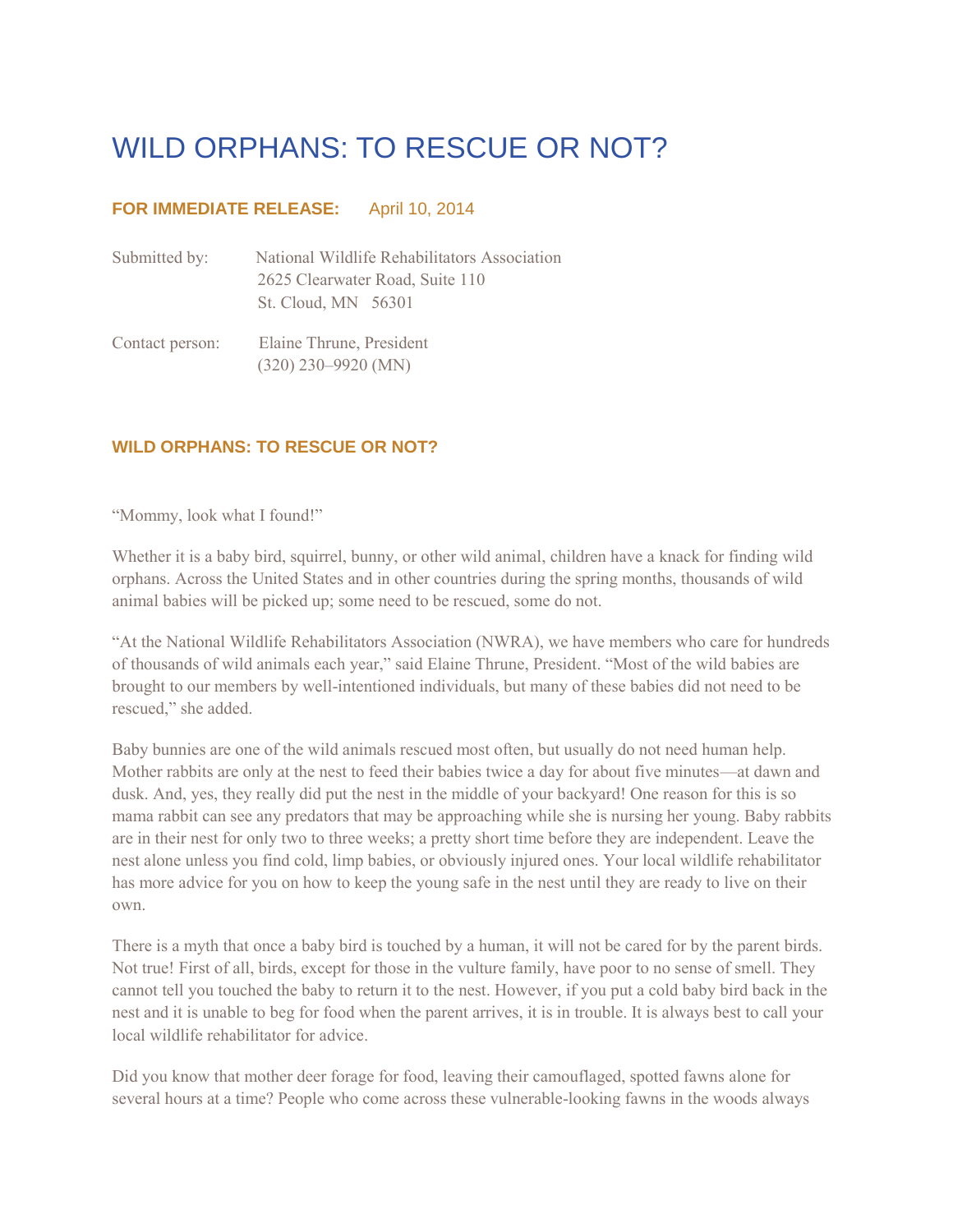# WILD ORPHANS: TO RESCUE OR NOT?

**FOR IMMEDIATE RELEASE:** April 10, 2014

Submitted by: National Wildlife Rehabilitators Association
2625 Clearwater Road, Suite 110
St. Cloud, MN 56301

Contact person: Elaine Thrune, President
(320) 230–9920 (MN)

## WILD ORPHANS: TO RESCUE OR NOT?

“Mommy, look what I found!”

Whether it is a baby bird, squirrel, bunny, or other wild animal, children have a knack for finding wild orphans. Across the United States and in other countries during the spring months, thousands of wild animal babies will be picked up; some need to be rescued, some do not.

“At the National Wildlife Rehabilitators Association (NWRA), we have members who care for hundreds of thousands of wild animals each year,” said Elaine Thrune, President. “Most of the wild babies are brought to our members by well-intentioned individuals, but many of these babies did not need to be rescued,” she added.

Baby bunnies are one of the wild animals rescued most often, but usually do not need human help. Mother rabbits are only at the nest to feed their babies twice a day for about five minutes—at dawn and dusk. And, yes, they really did put the nest in the middle of your backyard! One reason for this is so mama rabbit can see any predators that may be approaching while she is nursing her young. Baby rabbits are in their nest for only two to three weeks; a pretty short time before they are independent. Leave the nest alone unless you find cold, limp babies, or obviously injured ones. Your local wildlife rehabilitator has more advice for you on how to keep the young safe in the nest until they are ready to live on their own.

There is a myth that once a baby bird is touched by a human, it will not be cared for by the parent birds. Not true! First of all, birds, except for those in the vulture family, have poor to no sense of smell. They cannot tell you touched the baby to return it to the nest. However, if you put a cold baby bird back in the nest and it is unable to beg for food when the parent arrives, it is in trouble. It is always best to call your local wildlife rehabilitator for advice.

Did you know that mother deer forage for food, leaving their camouflaged, spotted fawns alone for several hours at a time? People who come across these vulnerable-looking fawns in the woods always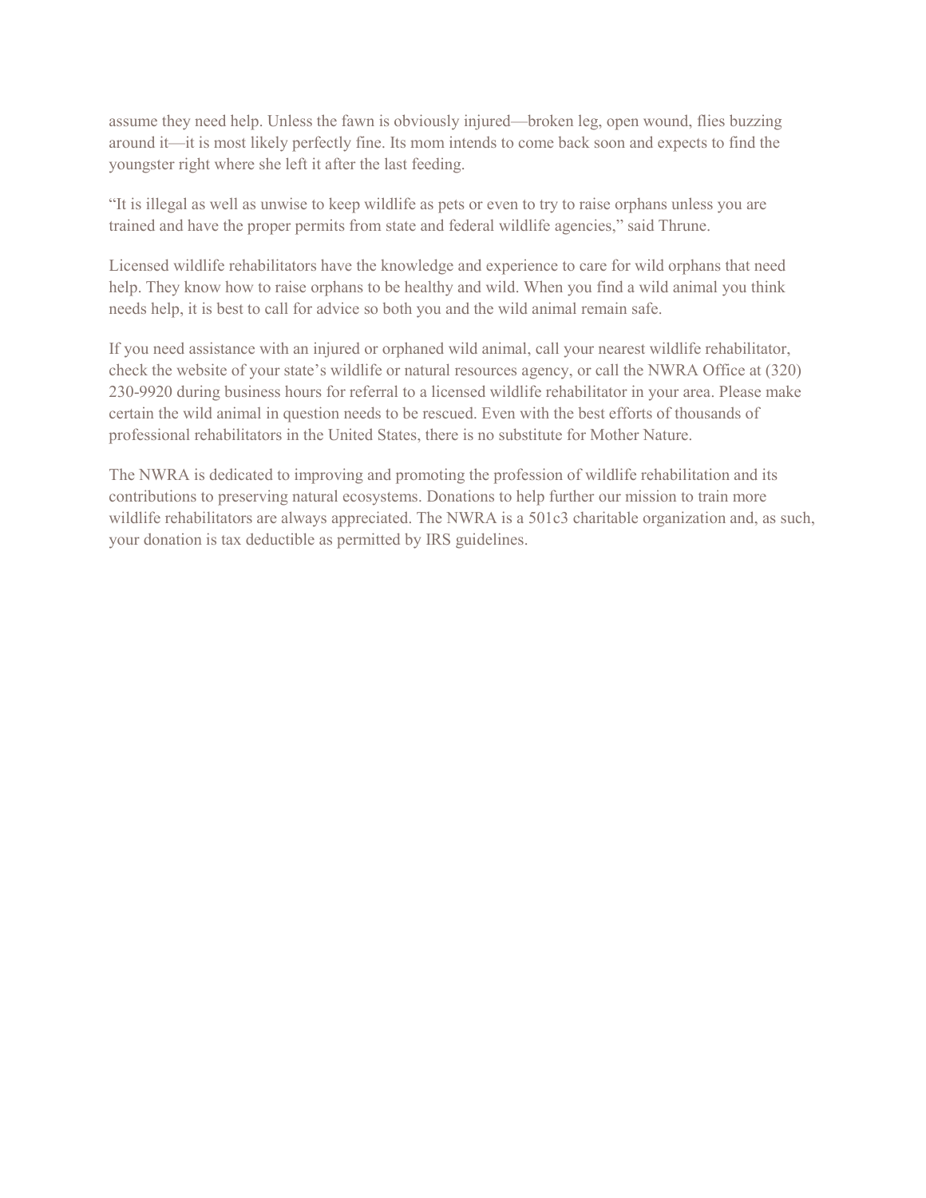assume they need help. Unless the fawn is obviously injured—broken leg, open wound, flies buzzing around it—it is most likely perfectly fine. Its mom intends to come back soon and expects to find the youngster right where she left it after the last feeding.

“It is illegal as well as unwise to keep wildlife as pets or even to try to raise orphans unless you are trained and have the proper permits from state and federal wildlife agencies,” said Thrune.

Licensed wildlife rehabilitators have the knowledge and experience to care for wild orphans that need help. They know how to raise orphans to be healthy and wild. When you find a wild animal you think needs help, it is best to call for advice so both you and the wild animal remain safe.

If you need assistance with an injured or orphaned wild animal, call your nearest wildlife rehabilitator, check the website of your state’s wildlife or natural resources agency, or call the NWRA Office at (320) 230-9920 during business hours for referral to a licensed wildlife rehabilitator in your area. Please make certain the wild animal in question needs to be rescued. Even with the best efforts of thousands of professional rehabilitators in the United States, there is no substitute for Mother Nature.

The NWRA is dedicated to improving and promoting the profession of wildlife rehabilitation and its contributions to preserving natural ecosystems. Donations to help further our mission to train more wildlife rehabilitators are always appreciated. The NWRA is a 501c3 charitable organization and, as such, your donation is tax deductible as permitted by IRS guidelines.